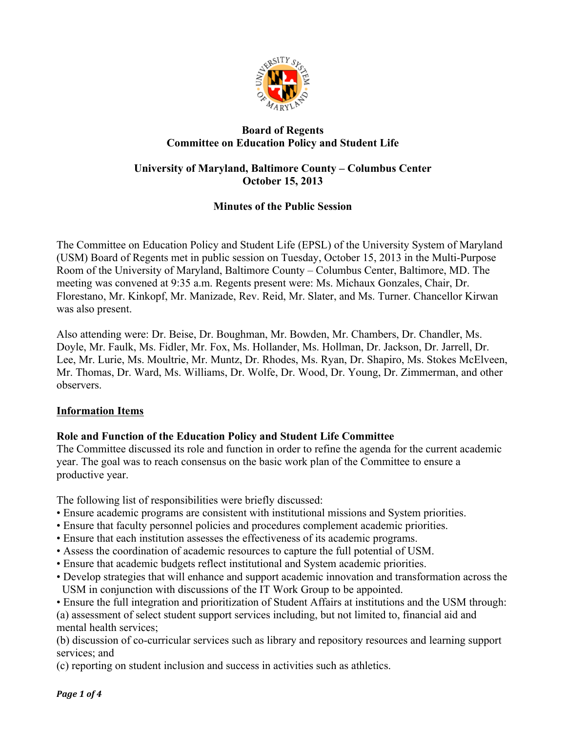**Board of Regents**
**Committee on Education Policy and Student Life**

**University of Maryland, Baltimore County – Columbus Center**
**October 15, 2013**

**Minutes of the Public Session**

The Committee on Education Policy and Student Life (EPSL) of the University System of Maryland (USM) Board of Regents met in public session on Tuesday, October 15, 2013 in the Multi-Purpose Room of the University of Maryland, Baltimore County – Columbus Center, Baltimore, MD. The meeting was convened at 9:35 a.m. Regents present were: Ms. Michaux Gonzales, Chair, Dr. Florestano, Mr. Kinkopf, Mr. Manizade, Rev. Reid, Mr. Slater, and Ms. Turner. Chancellor Kirwan was also present.

Also attending were: Dr. Beise, Dr. Boughman, Mr. Bowden, Mr. Chambers, Dr. Chandler, Ms. Doyle, Mr. Faulk, Ms. Fidler, Mr. Fox, Ms. Hollander, Ms. Hollman, Dr. Jackson, Dr. Jarrell, Dr. Lee, Mr. Lurie, Ms. Moultrie, Mr. Muntz, Dr. Rhodes, Ms. Ryan, Dr. Shapiro, Ms. Stokes McElveen, Mr. Thomas, Dr. Ward, Ms. Williams, Dr. Wolfe, Dr. Wood, Dr. Young, Dr. Zimmerman, and other observers.

**Information Items**

**Role and Function of the Education Policy and Student Life Committee**
The Committee discussed its role and function in order to refine the agenda for the current academic year. The goal was to reach consensus on the basic work plan of the Committee to ensure a productive year.

The following list of responsibilities were briefly discussed:

- Ensure academic programs are consistent with institutional missions and System priorities.
- Ensure that faculty personnel policies and procedures complement academic priorities.
- Ensure that each institution assesses the effectiveness of its academic programs.
- Assess the coordination of academic resources to capture the full potential of USM.
- Ensure that academic budgets reflect institutional and System academic priorities.
- Develop strategies that will enhance and support academic innovation and transformation across the USM in conjunction with discussions of the IT Work Group to be appointed.
- Ensure the full integration and prioritization of Student Affairs at institutions and the USM through:

(a) assessment of select student support services including, but not limited to, financial aid and mental health services;
(b) discussion of co-curricular services such as library and repository resources and learning support services; and
(c) reporting on student inclusion and success in activities such as athletics.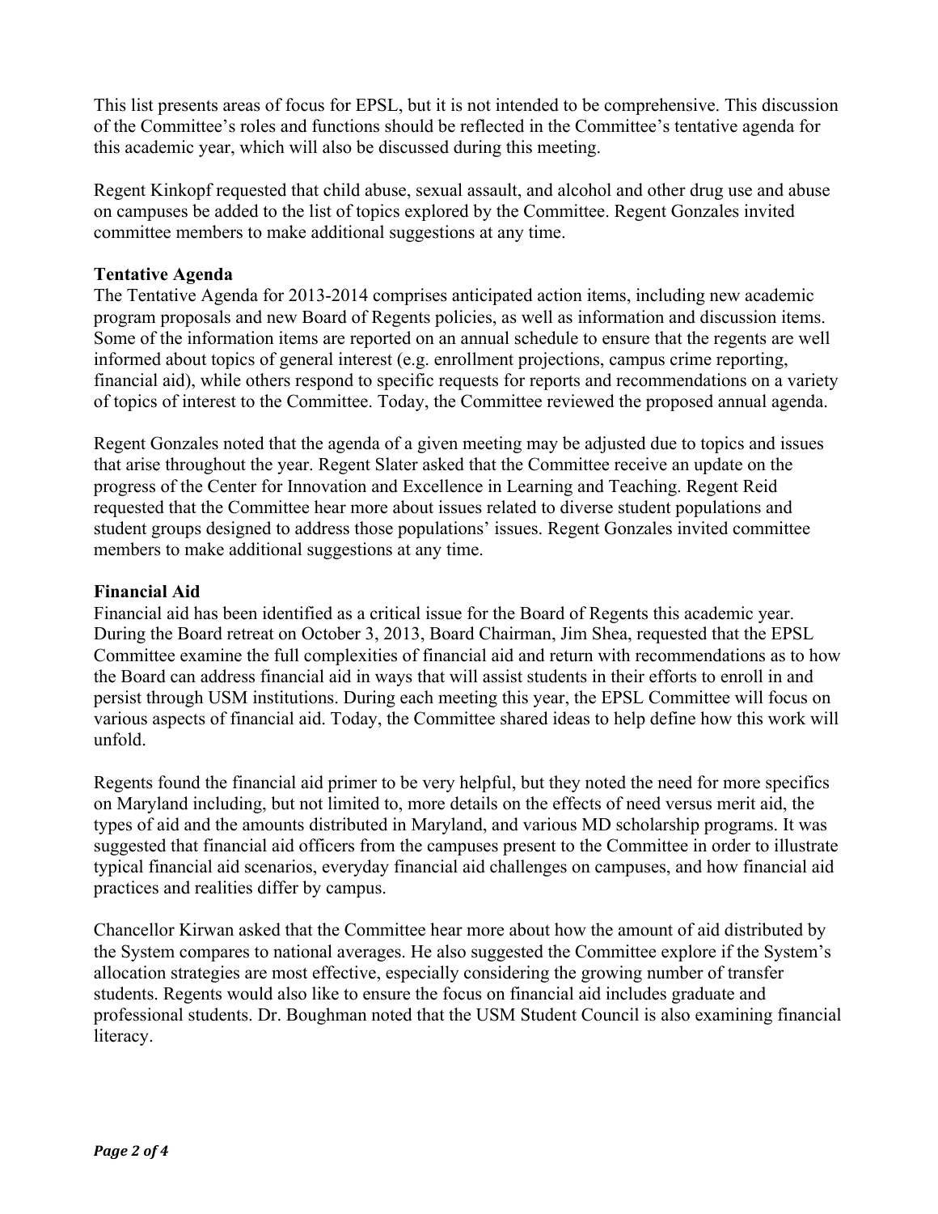This list presents areas of focus for EPSL, but it is not intended to be comprehensive. This discussion of the Committee's roles and functions should be reflected in the Committee's tentative agenda for this academic year, which will also be discussed during this meeting.

Regent Kinkopf requested that child abuse, sexual assault, and alcohol and other drug use and abuse on campuses be added to the list of topics explored by the Committee. Regent Gonzales invited committee members to make additional suggestions at any time.

**Tentative Agenda**

The Tentative Agenda for 2013-2014 comprises anticipated action items, including new academic program proposals and new Board of Regents policies, as well as information and discussion items. Some of the information items are reported on an annual schedule to ensure that the regents are well informed about topics of general interest (e.g. enrollment projections, campus crime reporting, financial aid), while others respond to specific requests for reports and recommendations on a variety of topics of interest to the Committee. Today, the Committee reviewed the proposed annual agenda.

Regent Gonzales noted that the agenda of a given meeting may be adjusted due to topics and issues that arise throughout the year. Regent Slater asked that the Committee receive an update on the progress of the Center for Innovation and Excellence in Learning and Teaching. Regent Reid requested that the Committee hear more about issues related to diverse student populations and student groups designed to address those populations' issues. Regent Gonzales invited committee members to make additional suggestions at any time.

**Financial Aid**

Financial aid has been identified as a critical issue for the Board of Regents this academic year. During the Board retreat on October 3, 2013, Board Chairman, Jim Shea, requested that the EPSL Committee examine the full complexities of financial aid and return with recommendations as to how the Board can address financial aid in ways that will assist students in their efforts to enroll in and persist through USM institutions. During each meeting this year, the EPSL Committee will focus on various aspects of financial aid. Today, the Committee shared ideas to help define how this work will unfold.

Regents found the financial aid primer to be very helpful, but they noted the need for more specifics on Maryland including, but not limited to, more details on the effects of need versus merit aid, the types of aid and the amounts distributed in Maryland, and various MD scholarship programs. It was suggested that financial aid officers from the campuses present to the Committee in order to illustrate typical financial aid scenarios, everyday financial aid challenges on campuses, and how financial aid practices and realities differ by campus.

Chancellor Kirwan asked that the Committee hear more about how the amount of aid distributed by the System compares to national averages. He also suggested the Committee explore if the System's allocation strategies are most effective, especially considering the growing number of transfer students. Regents would also like to ensure the focus on financial aid includes graduate and professional students. Dr. Boughman noted that the USM Student Council is also examining financial literacy.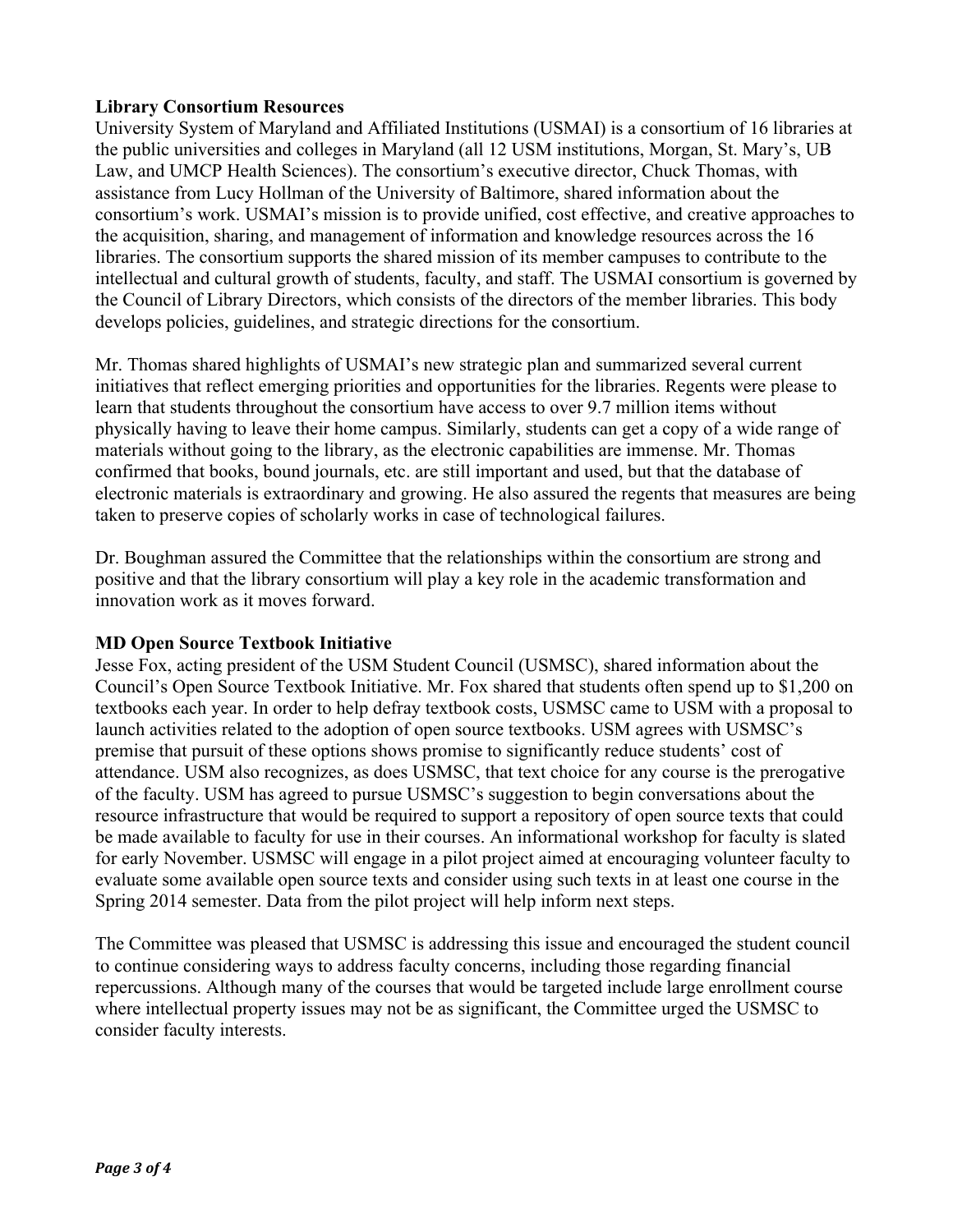**Library Consortium Resources**

University System of Maryland and Affiliated Institutions (USMAI) is a consortium of 16 libraries at the public universities and colleges in Maryland (all 12 USM institutions, Morgan, St. Mary's, UB Law, and UMCP Health Sciences). The consortium's executive director, Chuck Thomas, with assistance from Lucy Hollman of the University of Baltimore, shared information about the consortium's work. USMAI's mission is to provide unified, cost effective, and creative approaches to the acquisition, sharing, and management of information and knowledge resources across the 16 libraries. The consortium supports the shared mission of its member campuses to contribute to the intellectual and cultural growth of students, faculty, and staff. The USMAI consortium is governed by the Council of Library Directors, which consists of the directors of the member libraries. This body develops policies, guidelines, and strategic directions for the consortium.

Mr. Thomas shared highlights of USMAI's new strategic plan and summarized several current initiatives that reflect emerging priorities and opportunities for the libraries. Regents were please to learn that students throughout the consortium have access to over 9.7 million items without physically having to leave their home campus. Similarly, students can get a copy of a wide range of materials without going to the library, as the electronic capabilities are immense. Mr. Thomas confirmed that books, bound journals, etc. are still important and used, but that the database of electronic materials is extraordinary and growing. He also assured the regents that measures are being taken to preserve copies of scholarly works in case of technological failures.

Dr. Boughman assured the Committee that the relationships within the consortium are strong and positive and that the library consortium will play a key role in the academic transformation and innovation work as it moves forward.

**MD Open Source Textbook Initiative**

Jesse Fox, acting president of the USM Student Council (USMSC), shared information about the Council's Open Source Textbook Initiative. Mr. Fox shared that students often spend up to $1,200 on textbooks each year. In order to help defray textbook costs, USMSC came to USM with a proposal to launch activities related to the adoption of open source textbooks. USM agrees with USMSC's premise that pursuit of these options shows promise to significantly reduce students' cost of attendance. USM also recognizes, as does USMSC, that text choice for any course is the prerogative of the faculty. USM has agreed to pursue USMSC's suggestion to begin conversations about the resource infrastructure that would be required to support a repository of open source texts that could be made available to faculty for use in their courses. An informational workshop for faculty is slated for early November. USMSC will engage in a pilot project aimed at encouraging volunteer faculty to evaluate some available open source texts and consider using such texts in at least one course in the Spring 2014 semester. Data from the pilot project will help inform next steps.

The Committee was pleased that USMSC is addressing this issue and encouraged the student council to continue considering ways to address faculty concerns, including those regarding financial repercussions. Although many of the courses that would be targeted include large enrollment course where intellectual property issues may not be as significant, the Committee urged the USMSC to consider faculty interests.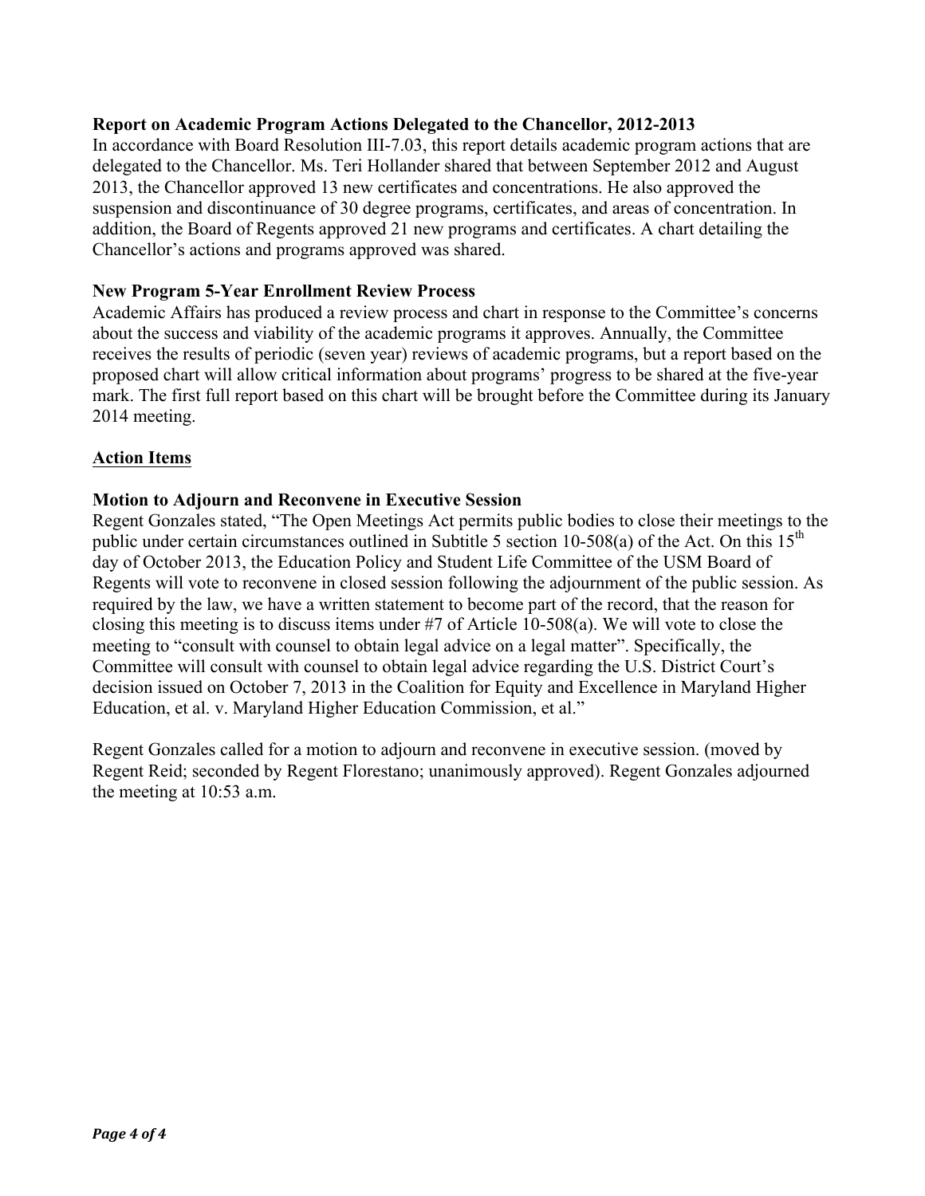**Report on Academic Program Actions Delegated to the Chancellor, 2012-2013**

In accordance with Board Resolution III-7.03, this report details academic program actions that are delegated to the Chancellor. Ms. Teri Hollander shared that between September 2012 and August 2013, the Chancellor approved 13 new certificates and concentrations. He also approved the suspension and discontinuance of 30 degree programs, certificates, and areas of concentration. In addition, the Board of Regents approved 21 new programs and certificates. A chart detailing the Chancellor's actions and programs approved was shared.

**New Program 5-Year Enrollment Review Process**

Academic Affairs has produced a review process and chart in response to the Committee's concerns about the success and viability of the academic programs it approves. Annually, the Committee receives the results of periodic (seven year) reviews of academic programs, but a report based on the proposed chart will allow critical information about programs' progress to be shared at the five-year mark. The first full report based on this chart will be brought before the Committee during its January 2014 meeting.

**Action Items**

**Motion to Adjourn and Reconvene in Executive Session**

Regent Gonzales stated, "The Open Meetings Act permits public bodies to close their meetings to the public under certain circumstances outlined in Subtitle 5 section 10-508(a) of the Act. On this 15th day of October 2013, the Education Policy and Student Life Committee of the USM Board of Regents will vote to reconvene in closed session following the adjournment of the public session. As required by the law, we have a written statement to become part of the record, that the reason for closing this meeting is to discuss items under #7 of Article 10-508(a). We will vote to close the meeting to "consult with counsel to obtain legal advice on a legal matter". Specifically, the Committee will consult with counsel to obtain legal advice regarding the U.S. District Court's decision issued on October 7, 2013 in the Coalition for Equity and Excellence in Maryland Higher Education, et al. v. Maryland Higher Education Commission, et al."

Regent Gonzales called for a motion to adjourn and reconvene in executive session. (moved by Regent Reid; seconded by Regent Florestano; unanimously approved). Regent Gonzales adjourned the meeting at 10:53 a.m.